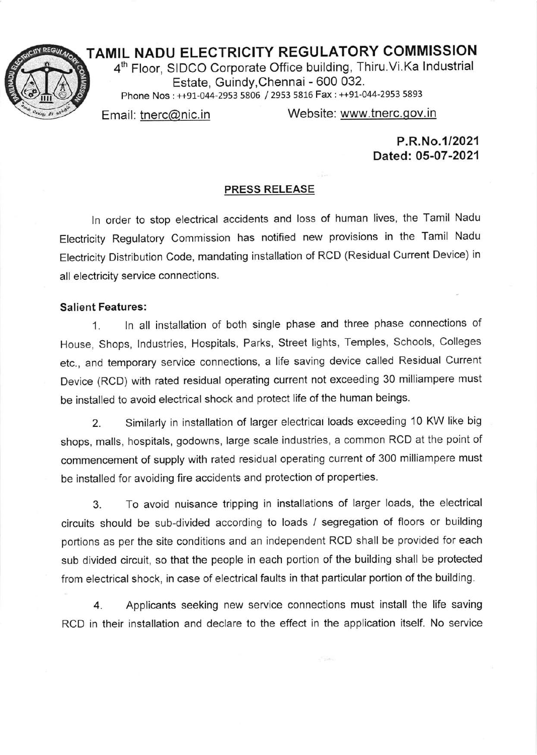# TAMIL NADU ELECTRICITY REGULATORY COMMISSION

4th Floor, SIDCO Corporate Office building, Thiru.Vi.Ka Industrial Estate, Guindy, Chennai - 600 032.

Phone Nos : ++91-044-2953 5806 / 2953 5816 Fax : ++91-044-2953 5893

Email: tnerc@nic.in Website: www.tnerc.gov.in

**P.R.No.1/2021**
**Dated: 05-07-2021**

## PRESS RELEASE

In order to stop electrical accidents and loss of human lives, the Tamil Nadu Electricity Regulatory Commission has notified new provisions in the Tamil Nadu Electricity Distribution Code, mandating installation of RCD (Residual Current Device) in all electricity service connections.

**Salient Features:**

1. In all installation of both single phase and three phase connections of House, Shops, Industries, Hospitals, Parks, Street lights, Temples, Schools, Colleges etc., and temporary service connections, a life saving device called Residual Current Device (RCD) with rated residual operating current not exceeding 30 milliampere must be installed to avoid electrical shock and protect life of the human beings.

2. Similarly in installation of larger electrical loads exceeding 10 KW like big shops, malls, hospitals, godowns, large scale industries, a common RCD at the point of commencement of supply with rated residual operating current of 300 milliampere must be installed for avoiding fire accidents and protection of properties.

3. To avoid nuisance tripping in installations of larger loads, the electrical circuits should be sub-divided according to loads / segregation of floors or building portions as per the site conditions and an independent RCD shall be provided for each sub divided circuit, so that the people in each portion of the building shall be protected from electrical shock, in case of electrical faults in that particular portion of the building.

4. Applicants seeking new service connections must install the life saving RCD in their installation and declare to the effect in the application itself. No service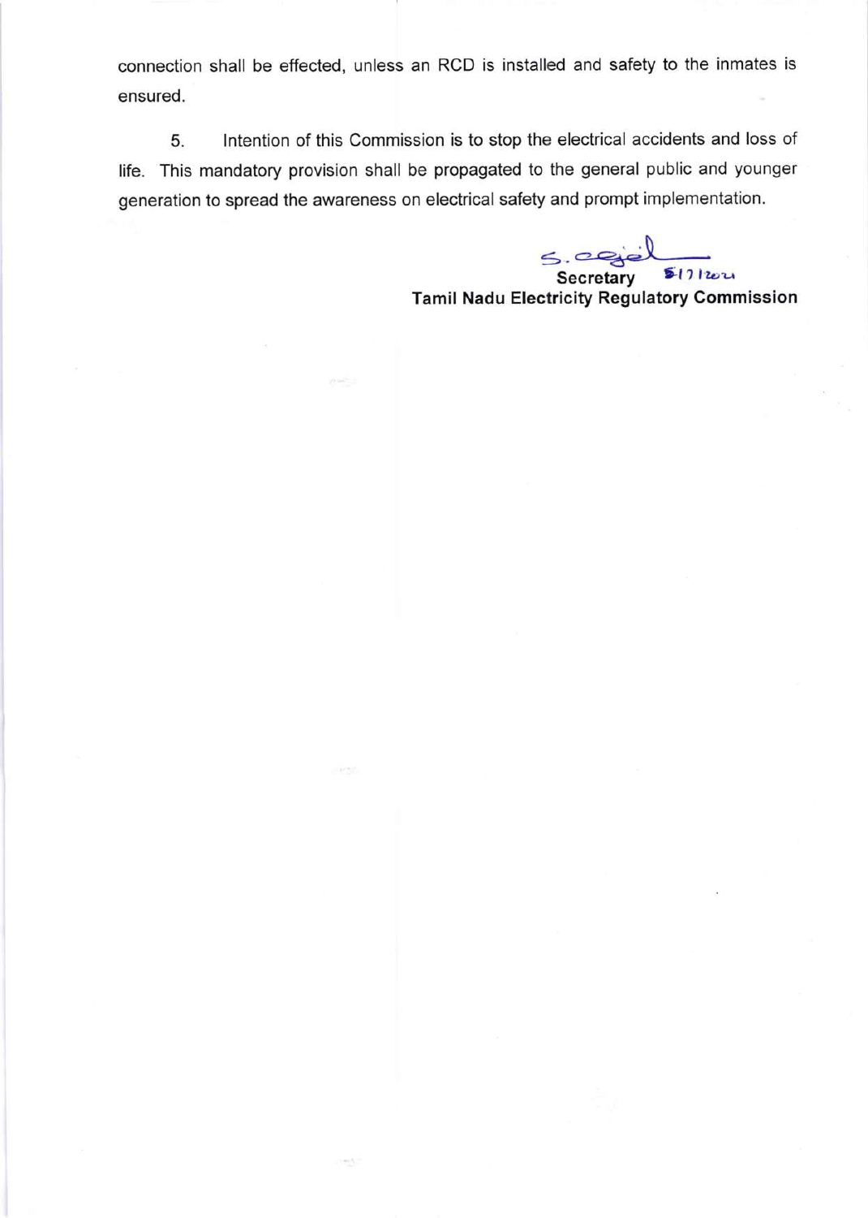connection shall be effected, unless an RCD is installed and safety to the inmates is ensured.

5. Intention of this Commission is to stop the electrical accidents and loss of life. This mandatory provision shall be propagated to the general public and younger generation to spread the awareness on electrical safety and prompt implementation.

Secretary 5/7/2021

**Tamil Nadu Electricity Regulatory Commission**